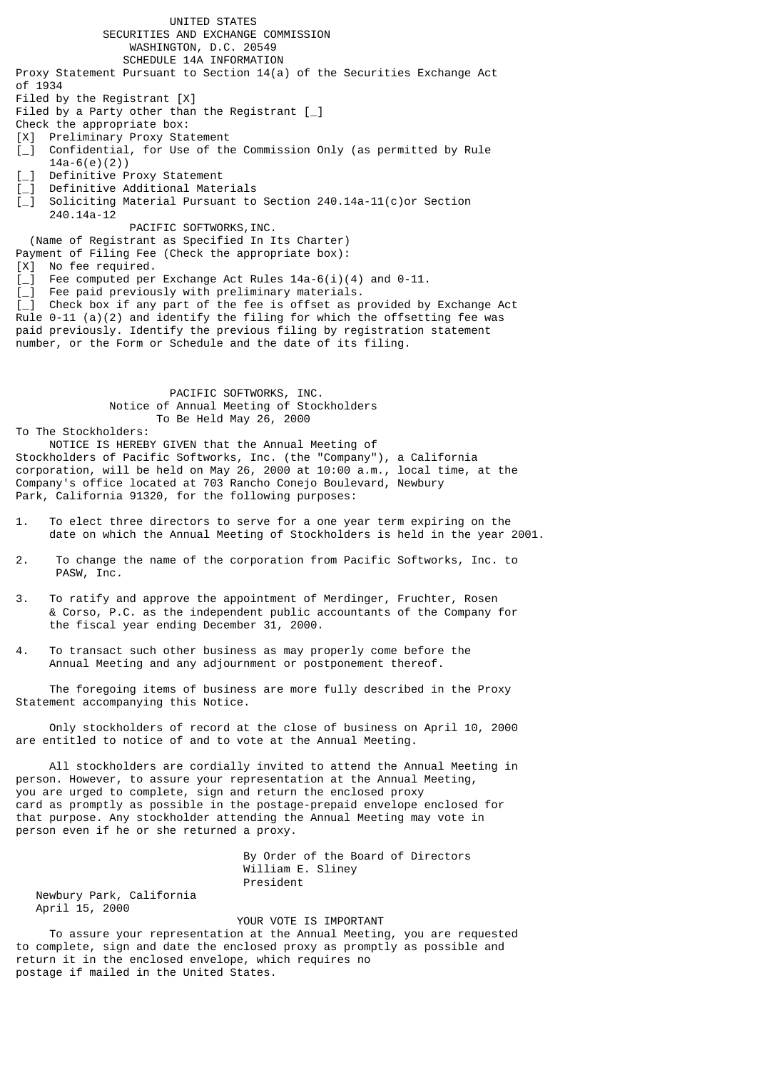UNITED STATES
SECURITIES AND EXCHANGE COMMISSION
WASHINGTON, D.C. 20549
SCHEDULE 14A INFORMATION

Proxy Statement Pursuant to Section 14(a) of the Securities Exchange Act of 1934

Filed by the Registrant [X]
Filed by a Party other than the Registrant [_]

Check the appropriate box:

[X] Preliminary Proxy Statement
[_] Confidential, for Use of the Commission Only (as permitted by Rule 14a-6(e)(2))
[_] Definitive Proxy Statement
[_] Definitive Additional Materials
[_] Soliciting Material Pursuant to Section 240.14a-11(c)or Section 240.14a-12

PACIFIC SOFTWORKS,INC.
(Name of Registrant as Specified In Its Charter)

Payment of Filing Fee (Check the appropriate box):

[X] No fee required.
[_] Fee computed per Exchange Act Rules 14a-6(i)(4) and 0-11.
[_] Fee paid previously with preliminary materials.
[_] Check box if any part of the fee is offset as provided by Exchange Act Rule 0-11 (a)(2) and identify the filing for which the offsetting fee was paid previously. Identify the previous filing by registration statement number, or the Form or Schedule and the date of its filing.

# PACIFIC SOFTWORKS, INC.

## Notice of Annual Meeting of Stockholders To Be Held May 26, 2000

To The Stockholders:

NOTICE IS HEREBY GIVEN that the Annual Meeting of Stockholders of Pacific Softworks, Inc. (the "Company"), a California corporation, will be held on May 26, 2000 at 10:00 a.m., local time, at the Company's office located at 703 Rancho Conejo Boulevard, Newbury Park, California 91320, for the following purposes:

1. To elect three directors to serve for a one year term expiring on the date on which the Annual Meeting of Stockholders is held in the year 2001.

2. To change the name of the corporation from Pacific Softworks, Inc. to PASW, Inc.

3. To ratify and approve the appointment of Merdinger, Fruchter, Rosen & Corso, P.C. as the independent public accountants of the Company for the fiscal year ending December 31, 2000.

4. To transact such other business as may properly come before the Annual Meeting and any adjournment or postponement thereof.

The foregoing items of business are more fully described in the Proxy Statement accompanying this Notice.

Only stockholders of record at the close of business on April 10, 2000 are entitled to notice of and to vote at the Annual Meeting.

All stockholders are cordially invited to attend the Annual Meeting in person. However, to assure your representation at the Annual Meeting, you are urged to complete, sign and return the enclosed proxy card as promptly as possible in the postage-prepaid envelope enclosed for that purpose. Any stockholder attending the Annual Meeting may vote in person even if he or she returned a proxy.

By Order of the Board of Directors
William E. Sliney
President

Newbury Park, California
April 15, 2000

YOUR VOTE IS IMPORTANT

To assure your representation at the Annual Meeting, you are requested to complete, sign and date the enclosed proxy as promptly as possible and return it in the enclosed envelope, which requires no postage if mailed in the United States.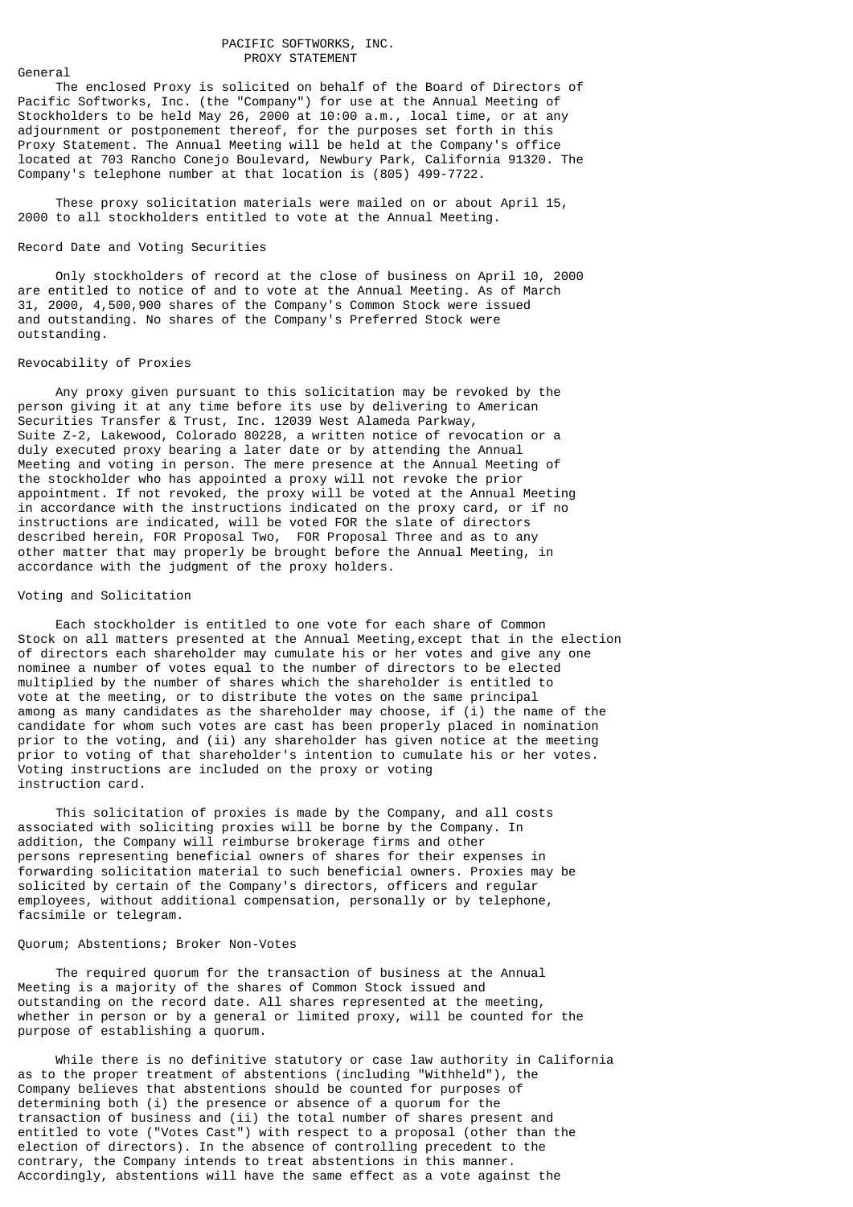# PACIFIC SOFTWORKS, INC.
## PROXY STATEMENT

### General

The enclosed Proxy is solicited on behalf of the Board of Directors of Pacific Softworks, Inc. (the "Company") for use at the Annual Meeting of Stockholders to be held May 26, 2000 at 10:00 a.m., local time, or at any adjournment or postponement thereof, for the purposes set forth in this Proxy Statement. The Annual Meeting will be held at the Company's office located at 703 Rancho Conejo Boulevard, Newbury Park, California 91320. The Company's telephone number at that location is (805) 499-7722.

These proxy solicitation materials were mailed on or about April 15, 2000 to all stockholders entitled to vote at the Annual Meeting.

### Record Date and Voting Securities

Only stockholders of record at the close of business on April 10, 2000 are entitled to notice of and to vote at the Annual Meeting. As of March 31, 2000, 4,500,900 shares of the Company's Common Stock were issued and outstanding. No shares of the Company's Preferred Stock were outstanding.

### Revocability of Proxies

Any proxy given pursuant to this solicitation may be revoked by the person giving it at any time before its use by delivering to American Securities Transfer & Trust, Inc. 12039 West Alameda Parkway, Suite Z-2, Lakewood, Colorado 80228, a written notice of revocation or a duly executed proxy bearing a later date or by attending the Annual Meeting and voting in person. The mere presence at the Annual Meeting of the stockholder who has appointed a proxy will not revoke the prior appointment. If not revoked, the proxy will be voted at the Annual Meeting in accordance with the instructions indicated on the proxy card, or if no instructions are indicated, will be voted FOR the slate of directors described herein, FOR Proposal Two, FOR Proposal Three and as to any other matter that may properly be brought before the Annual Meeting, in accordance with the judgment of the proxy holders.

### Voting and Solicitation

Each stockholder is entitled to one vote for each share of Common Stock on all matters presented at the Annual Meeting,except that in the election of directors each shareholder may cumulate his or her votes and give any one nominee a number of votes equal to the number of directors to be elected multiplied by the number of shares which the shareholder is entitled to vote at the meeting, or to distribute the votes on the same principal among as many candidates as the shareholder may choose, if (i) the name of the candidate for whom such votes are cast has been properly placed in nomination prior to the voting, and (ii) any shareholder has given notice at the meeting prior to voting of that shareholder's intention to cumulate his or her votes. Voting instructions are included on the proxy or voting instruction card.

This solicitation of proxies is made by the Company, and all costs associated with soliciting proxies will be borne by the Company. In addition, the Company will reimburse brokerage firms and other persons representing beneficial owners of shares for their expenses in forwarding solicitation material to such beneficial owners. Proxies may be solicited by certain of the Company's directors, officers and regular employees, without additional compensation, personally or by telephone, facsimile or telegram.

### Quorum; Abstentions; Broker Non-Votes

The required quorum for the transaction of business at the Annual Meeting is a majority of the shares of Common Stock issued and outstanding on the record date. All shares represented at the meeting, whether in person or by a general or limited proxy, will be counted for the purpose of establishing a quorum.

While there is no definitive statutory or case law authority in California as to the proper treatment of abstentions (including "Withheld"), the Company believes that abstentions should be counted for purposes of determining both (i) the presence or absence of a quorum for the transaction of business and (ii) the total number of shares present and entitled to vote ("Votes Cast") with respect to a proposal (other than the election of directors). In the absence of controlling precedent to the contrary, the Company intends to treat abstentions in this manner. Accordingly, abstentions will have the same effect as a vote against the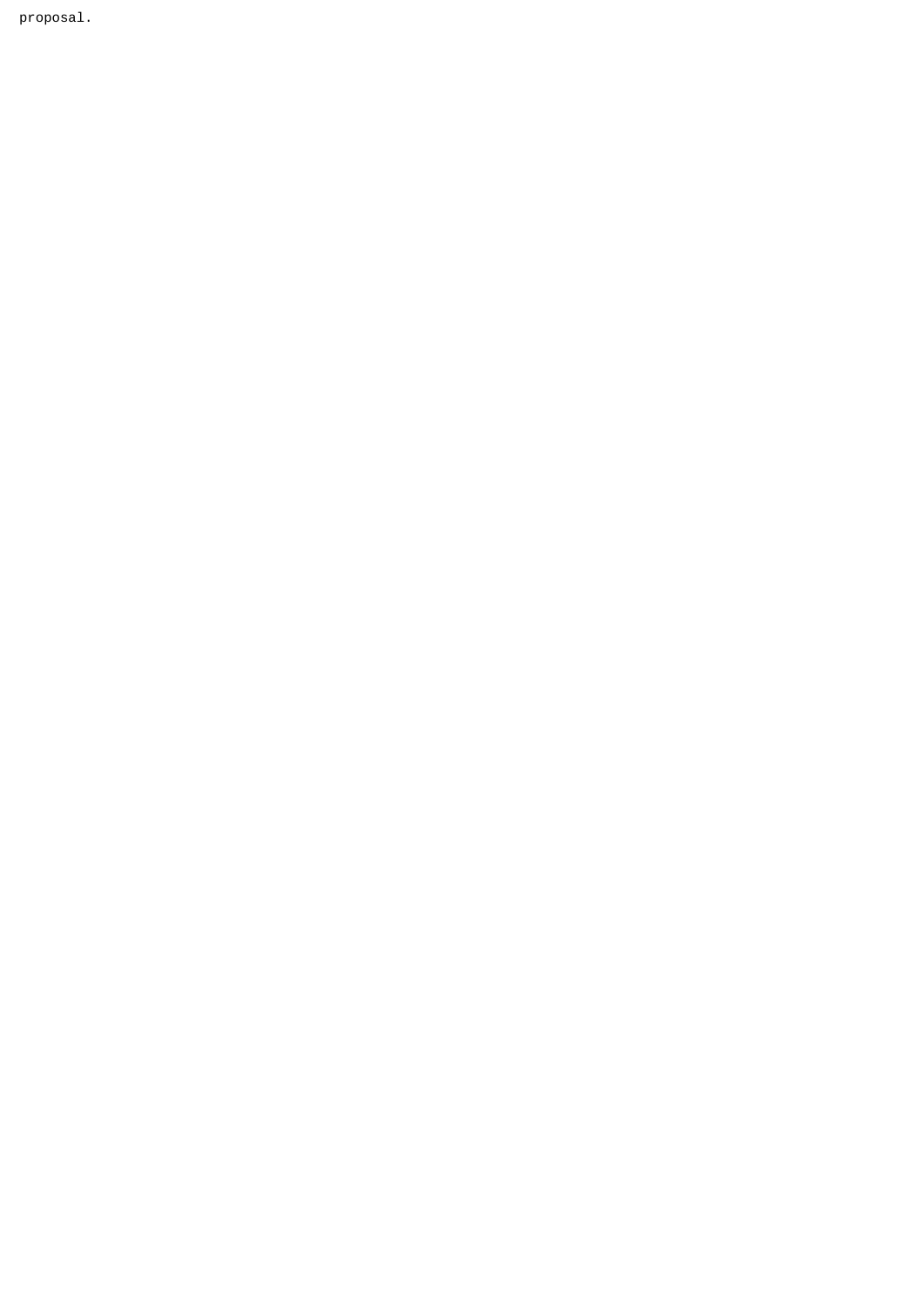proposal.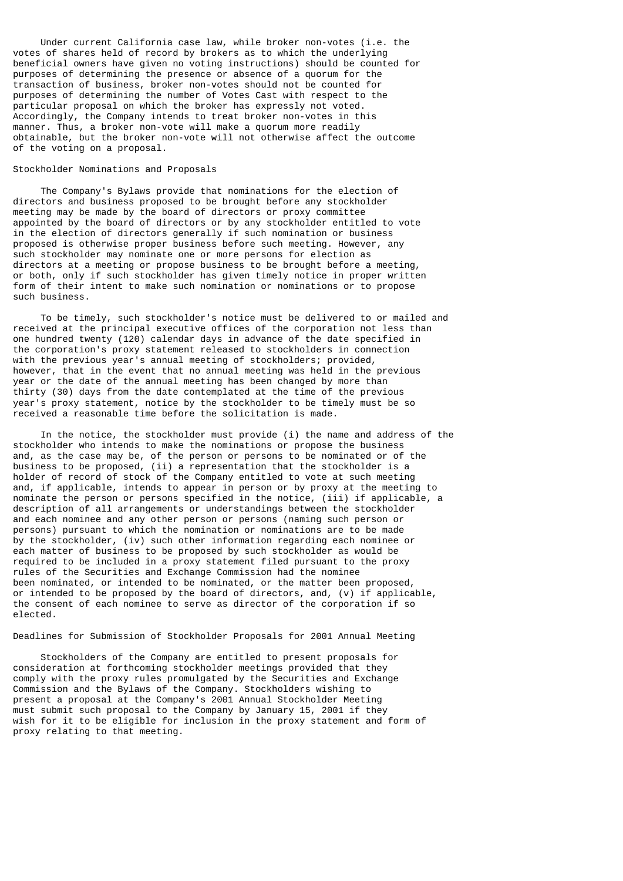Under current California case law, while broker non-votes (i.e. the votes of shares held of record by brokers as to which the underlying beneficial owners have given no voting instructions) should be counted for purposes of determining the presence or absence of a quorum for the transaction of business, broker non-votes should not be counted for purposes of determining the number of Votes Cast with respect to the particular proposal on which the broker has expressly not voted. Accordingly, the Company intends to treat broker non-votes in this manner. Thus, a broker non-vote will make a quorum more readily obtainable, but the broker non-vote will not otherwise affect the outcome of the voting on a proposal.

## Stockholder Nominations and Proposals

The Company's Bylaws provide that nominations for the election of directors and business proposed to be brought before any stockholder meeting may be made by the board of directors or proxy committee appointed by the board of directors or by any stockholder entitled to vote in the election of directors generally if such nomination or business proposed is otherwise proper business before such meeting. However, any such stockholder may nominate one or more persons for election as directors at a meeting or propose business to be brought before a meeting, or both, only if such stockholder has given timely notice in proper written form of their intent to make such nomination or nominations or to propose such business.

To be timely, such stockholder's notice must be delivered to or mailed and received at the principal executive offices of the corporation not less than one hundred twenty (120) calendar days in advance of the date specified in the corporation's proxy statement released to stockholders in connection with the previous year's annual meeting of stockholders; provided, however, that in the event that no annual meeting was held in the previous year or the date of the annual meeting has been changed by more than thirty (30) days from the date contemplated at the time of the previous year's proxy statement, notice by the stockholder to be timely must be so received a reasonable time before the solicitation is made.

In the notice, the stockholder must provide (i) the name and address of the stockholder who intends to make the nominations or propose the business and, as the case may be, of the person or persons to be nominated or of the business to be proposed, (ii) a representation that the stockholder is a holder of record of stock of the Company entitled to vote at such meeting and, if applicable, intends to appear in person or by proxy at the meeting to nominate the person or persons specified in the notice, (iii) if applicable, a description of all arrangements or understandings between the stockholder and each nominee and any other person or persons (naming such person or persons) pursuant to which the nomination or nominations are to be made by the stockholder, (iv) such other information regarding each nominee or each matter of business to be proposed by such stockholder as would be required to be included in a proxy statement filed pursuant to the proxy rules of the Securities and Exchange Commission had the nominee been nominated, or intended to be nominated, or the matter been proposed, or intended to be proposed by the board of directors, and, (v) if applicable, the consent of each nominee to serve as director of the corporation if so elected.

## Deadlines for Submission of Stockholder Proposals for 2001 Annual Meeting

Stockholders of the Company are entitled to present proposals for consideration at forthcoming stockholder meetings provided that they comply with the proxy rules promulgated by the Securities and Exchange Commission and the Bylaws of the Company. Stockholders wishing to present a proposal at the Company's 2001 Annual Stockholder Meeting must submit such proposal to the Company by January 15, 2001 if they wish for it to be eligible for inclusion in the proxy statement and form of proxy relating to that meeting.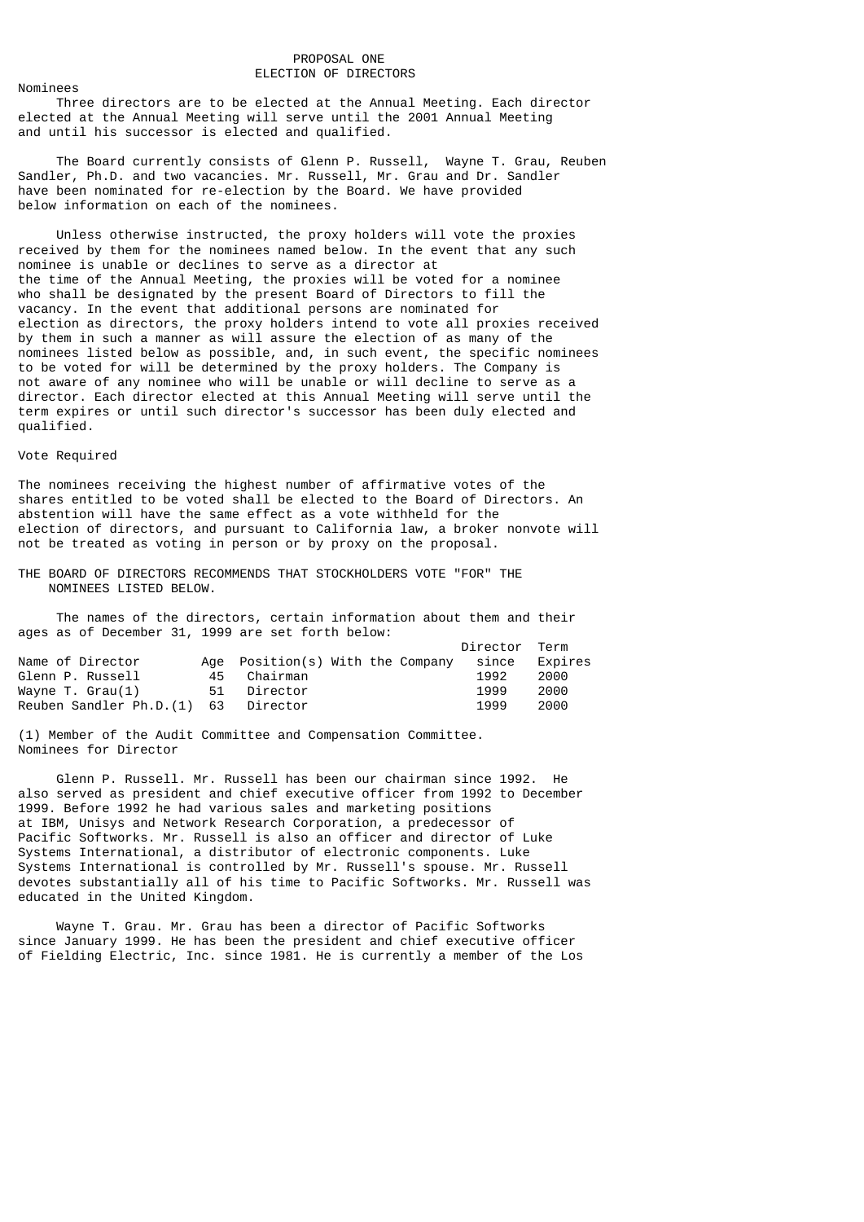# PROPOSAL ONE
# ELECTION OF DIRECTORS

## Nominees

Three directors are to be elected at the Annual Meeting. Each director elected at the Annual Meeting will serve until the 2001 Annual Meeting and until his successor is elected and qualified.

The Board currently consists of Glenn P. Russell, Wayne T. Grau, Reuben Sandler, Ph.D. and two vacancies. Mr. Russell, Mr. Grau and Dr. Sandler have been nominated for re-election by the Board. We have provided below information on each of the nominees.

Unless otherwise instructed, the proxy holders will vote the proxies received by them for the nominees named below. In the event that any such nominee is unable or declines to serve as a director at the time of the Annual Meeting, the proxies will be voted for a nominee who shall be designated by the present Board of Directors to fill the vacancy. In the event that additional persons are nominated for election as directors, the proxy holders intend to vote all proxies received by them in such a manner as will assure the election of as many of the nominees listed below as possible, and, in such event, the specific nominees to be voted for will be determined by the proxy holders. The Company is not aware of any nominee who will be unable or will decline to serve as a director. Each director elected at this Annual Meeting will serve until the term expires or until such director's successor has been duly elected and qualified.

## Vote Required

The nominees receiving the highest number of affirmative votes of the shares entitled to be voted shall be elected to the Board of Directors. An abstention will have the same effect as a vote withheld for the election of directors, and pursuant to California law, a broker nonvote will not be treated as voting in person or by proxy on the proposal.

THE BOARD OF DIRECTORS RECOMMENDS THAT STOCKHOLDERS VOTE "FOR" THE NOMINEES LISTED BELOW.

The names of the directors, certain information about them and their ages as of December 31, 1999 are set forth below:

| Name of Director | Age | Position(s) With the Company | Director since | Term Expires |
|---|---|---|---|---|
| Glenn P. Russell | 45 | Chairman | 1992 | 2000 |
| Wayne T. Grau(1) | 51 | Director | 1999 | 2000 |
| Reuben Sandler Ph.D.(1) | 63 | Director | 1999 | 2000 |

(1) Member of the Audit Committee and Compensation Committee.

## Nominees for Director

Glenn P. Russell. Mr. Russell has been our chairman since 1992. He also served as president and chief executive officer from 1992 to December 1999. Before 1992 he had various sales and marketing positions at IBM, Unisys and Network Research Corporation, a predecessor of Pacific Softworks. Mr. Russell is also an officer and director of Luke Systems International, a distributor of electronic components. Luke Systems International is controlled by Mr. Russell's spouse. Mr. Russell devotes substantially all of his time to Pacific Softworks. Mr. Russell was educated in the United Kingdom.

Wayne T. Grau. Mr. Grau has been a director of Pacific Softworks since January 1999. He has been the president and chief executive officer of Fielding Electric, Inc. since 1981. He is currently a member of the Los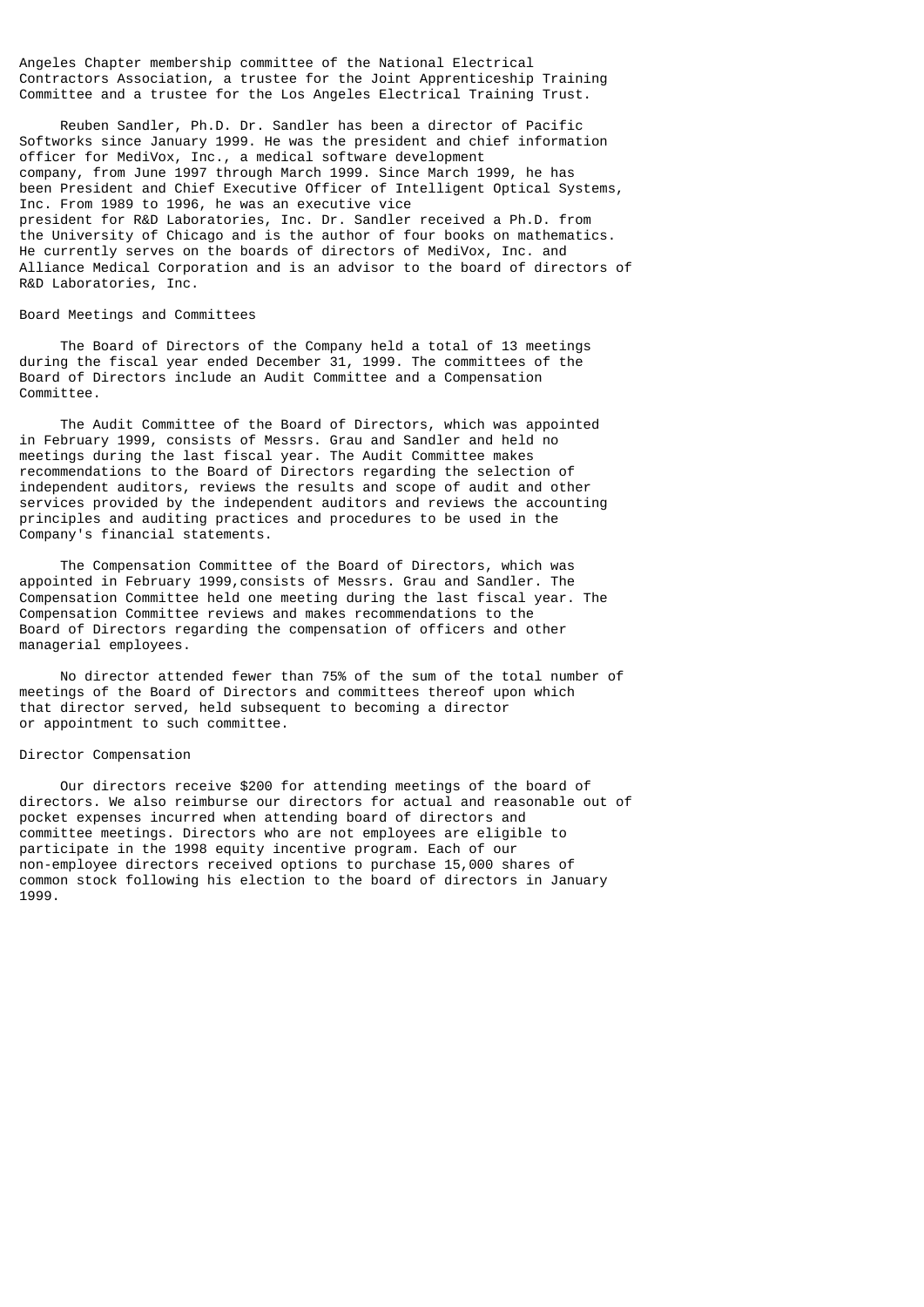Angeles Chapter membership committee of the National Electrical Contractors Association, a trustee for the Joint Apprenticeship Training Committee and a trustee for the Los Angeles Electrical Training Trust.

Reuben Sandler, Ph.D. Dr. Sandler has been a director of Pacific Softworks since January 1999. He was the president and chief information officer for MediVox, Inc., a medical software development company, from June 1997 through March 1999. Since March 1999, he has been President and Chief Executive Officer of Intelligent Optical Systems, Inc. From 1989 to 1996, he was an executive vice president for R&D Laboratories, Inc. Dr. Sandler received a Ph.D. from the University of Chicago and is the author of four books on mathematics. He currently serves on the boards of directors of MediVox, Inc. and Alliance Medical Corporation and is an advisor to the board of directors of R&D Laboratories, Inc.

## Board Meetings and Committees

The Board of Directors of the Company held a total of 13 meetings during the fiscal year ended December 31, 1999. The committees of the Board of Directors include an Audit Committee and a Compensation Committee.

The Audit Committee of the Board of Directors, which was appointed in February 1999, consists of Messrs. Grau and Sandler and held no meetings during the last fiscal year. The Audit Committee makes recommendations to the Board of Directors regarding the selection of independent auditors, reviews the results and scope of audit and other services provided by the independent auditors and reviews the accounting principles and auditing practices and procedures to be used in the Company's financial statements.

The Compensation Committee of the Board of Directors, which was appointed in February 1999,consists of Messrs. Grau and Sandler. The Compensation Committee held one meeting during the last fiscal year. The Compensation Committee reviews and makes recommendations to the Board of Directors regarding the compensation of officers and other managerial employees.

No director attended fewer than 75% of the sum of the total number of meetings of the Board of Directors and committees thereof upon which that director served, held subsequent to becoming a director or appointment to such committee.

## Director Compensation

Our directors receive $200 for attending meetings of the board of directors. We also reimburse our directors for actual and reasonable out of pocket expenses incurred when attending board of directors and committee meetings. Directors who are not employees are eligible to participate in the 1998 equity incentive program. Each of our non-employee directors received options to purchase 15,000 shares of common stock following his election to the board of directors in January 1999.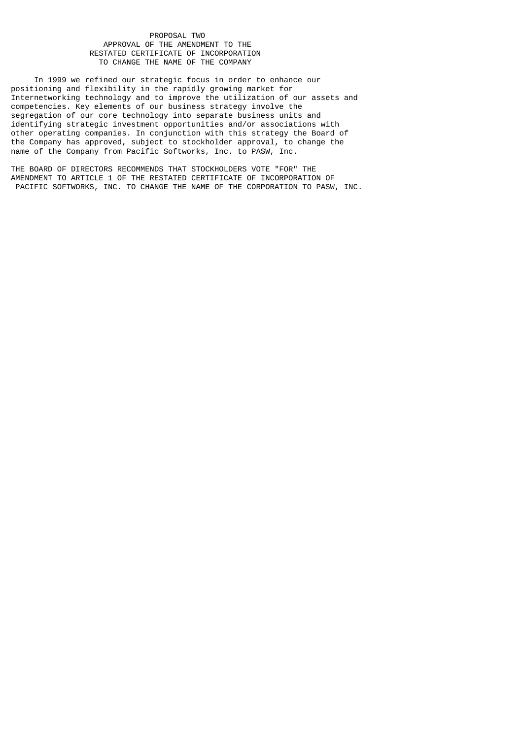## PROPOSAL TWO
## APPROVAL OF THE AMENDMENT TO THE RESTATED CERTIFICATE OF INCORPORATION TO CHANGE THE NAME OF THE COMPANY

In 1999 we refined our strategic focus in order to enhance our positioning and flexibility in the rapidly growing market for Internetworking technology and to improve the utilization of our assets and competencies. Key elements of our business strategy involve the segregation of our core technology into separate business units and identifying strategic investment opportunities and/or associations with other operating companies. In conjunction with this strategy the Board of the Company has approved, subject to stockholder approval, to change the name of the Company from Pacific Softworks, Inc. to PASW, Inc.

THE BOARD OF DIRECTORS RECOMMENDS THAT STOCKHOLDERS VOTE "FOR" THE AMENDMENT TO ARTICLE 1 OF THE RESTATED CERTIFICATE OF INCORPORATION OF PACIFIC SOFTWORKS, INC. TO CHANGE THE NAME OF THE CORPORATION TO PASW, INC.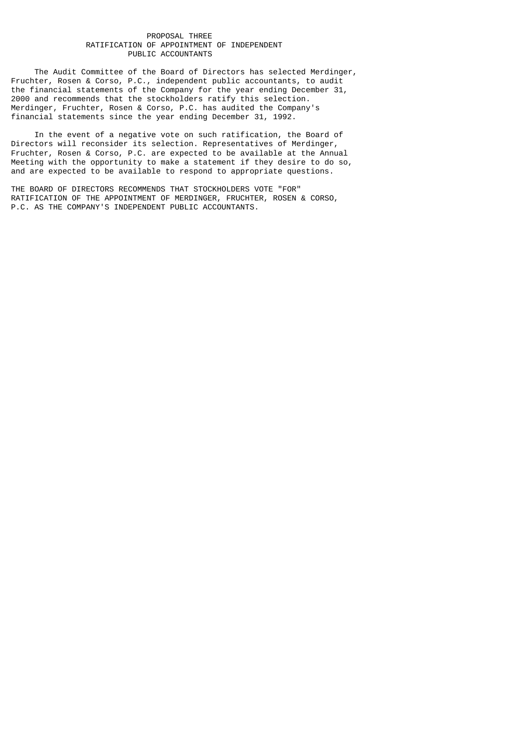## PROPOSAL THREE
## RATIFICATION OF APPOINTMENT OF INDEPENDENT PUBLIC ACCOUNTANTS

The Audit Committee of the Board of Directors has selected Merdinger, Fruchter, Rosen & Corso, P.C., independent public accountants, to audit the financial statements of the Company for the year ending December 31, 2000 and recommends that the stockholders ratify this selection. Merdinger, Fruchter, Rosen & Corso, P.C. has audited the Company's financial statements since the year ending December 31, 1992.

In the event of a negative vote on such ratification, the Board of Directors will reconsider its selection. Representatives of Merdinger, Fruchter, Rosen & Corso, P.C. are expected to be available at the Annual Meeting with the opportunity to make a statement if they desire to do so, and are expected to be available to respond to appropriate questions.

THE BOARD OF DIRECTORS RECOMMENDS THAT STOCKHOLDERS VOTE "FOR" RATIFICATION OF THE APPOINTMENT OF MERDINGER, FRUCHTER, ROSEN & CORSO, P.C. AS THE COMPANY'S INDEPENDENT PUBLIC ACCOUNTANTS.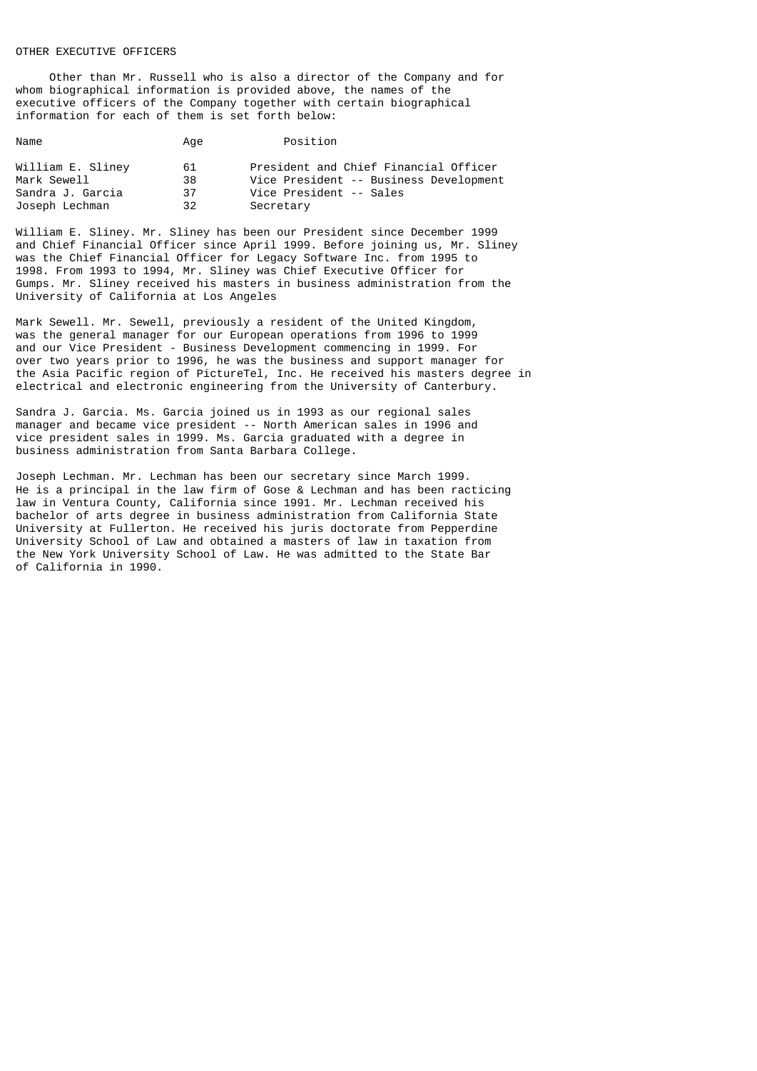OTHER EXECUTIVE OFFICERS

Other than Mr. Russell who is also a director of the Company and for whom biographical information is provided above, the names of the executive officers of the Company together with certain biographical information for each of them is set forth below:

| Name | Age | Position |
|---|---|---|
| William E. Sliney | 61 | President and Chief Financial Officer |
| Mark Sewell | 38 | Vice President -- Business Development |
| Sandra J. Garcia | 37 | Vice President -- Sales |
| Joseph Lechman | 32 | Secretary |

William E. Sliney. Mr. Sliney has been our President since December 1999 and Chief Financial Officer since April 1999. Before joining us, Mr. Sliney was the Chief Financial Officer for Legacy Software Inc. from 1995 to 1998. From 1993 to 1994, Mr. Sliney was Chief Executive Officer for Gumps. Mr. Sliney received his masters in business administration from the University of California at Los Angeles

Mark Sewell. Mr. Sewell, previously a resident of the United Kingdom, was the general manager for our European operations from 1996 to 1999 and our Vice President - Business Development commencing in 1999. For over two years prior to 1996, he was the business and support manager for the Asia Pacific region of PictureTel, Inc. He received his masters degree in electrical and electronic engineering from the University of Canterbury.

Sandra J. Garcia. Ms. Garcia joined us in 1993 as our regional sales manager and became vice president -- North American sales in 1996 and vice president sales in 1999. Ms. Garcia graduated with a degree in business administration from Santa Barbara College.

Joseph Lechman. Mr. Lechman has been our secretary since March 1999. He is a principal in the law firm of Gose & Lechman and has been racticing law in Ventura County, California since 1991. Mr. Lechman received his bachelor of arts degree in business administration from California State University at Fullerton. He received his juris doctorate from Pepperdine University School of Law and obtained a masters of law in taxation from the New York University School of Law. He was admitted to the State Bar of California in 1990.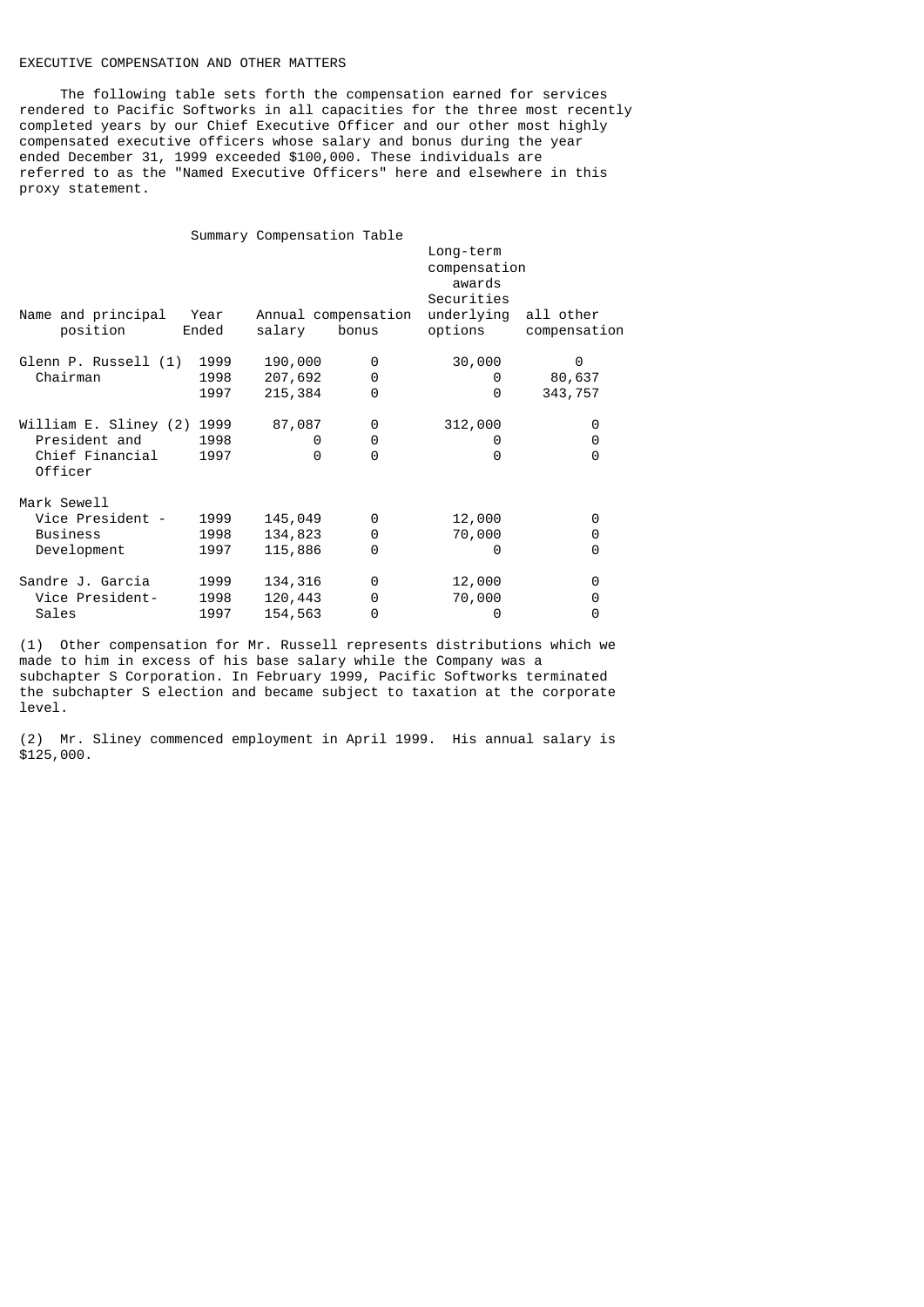EXECUTIVE COMPENSATION AND OTHER MATTERS

The following table sets forth the compensation earned for services rendered to Pacific Softworks in all capacities for the three most recently completed years by our Chief Executive Officer and our other most highly compensated executive officers whose salary and bonus during the year ended December 31, 1999 exceeded $100,000. These individuals are referred to as the "Named Executive Officers" here and elsewhere in this proxy statement.

Summary Compensation Table

| Name and principal position | Year Ended | Annual compensation | | Long-term compensation awards | |
|---|---|---|---|---|---|
| | | salary | bonus | Securities underlying options | all other compensation |
| Glenn P. Russell (1) | 1999 | 190,000 | 0 | 30,000 | 0 |
| Chairman | 1998 | 207,692 | 0 | 0 | 80,637 |
| | 1997 | 215,384 | 0 | 0 | 343,757 |
| William E. Sliney (2) | 1999 | 87,087 | 0 | 312,000 | 0 |
| President and | 1998 | 0 | 0 | 0 | 0 |
| Chief Financial Officer | 1997 | 0 | 0 | 0 | 0 |
| Mark Sewell | | | | | |
| Vice President - | 1999 | 145,049 | 0 | 12,000 | 0 |
| Business | 1998 | 134,823 | 0 | 70,000 | 0 |
| Development | 1997 | 115,886 | 0 | 0 | 0 |
| Sandre J. Garcia | 1999 | 134,316 | 0 | 12,000 | 0 |
| Vice President- | 1998 | 120,443 | 0 | 70,000 | 0 |
| Sales | 1997 | 154,563 | 0 | 0 | 0 |

(1) Other compensation for Mr. Russell represents distributions which we made to him in excess of his base salary while the Company was a subchapter S Corporation. In February 1999, Pacific Softworks terminated the subchapter S election and became subject to taxation at the corporate level.

(2) Mr. Sliney commenced employment in April 1999. His annual salary is $125,000.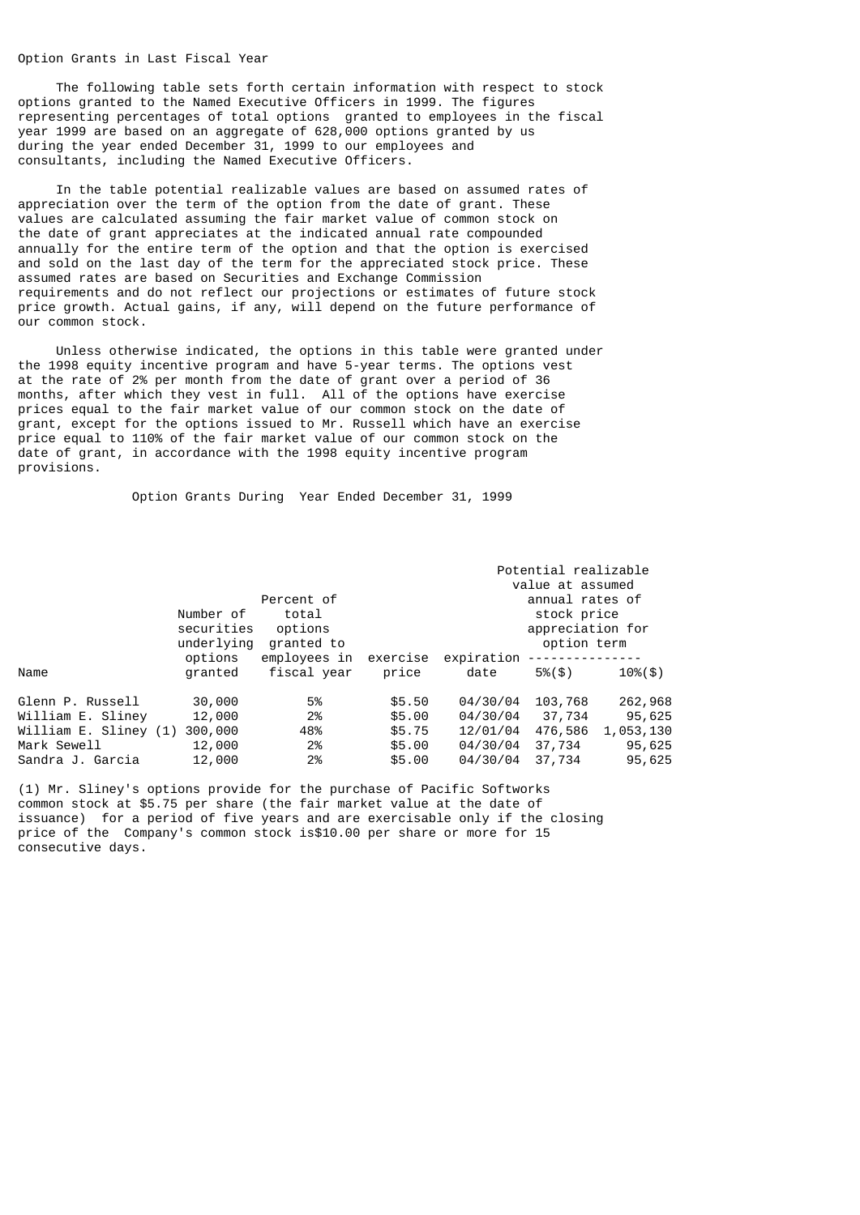Option Grants in Last Fiscal Year

The following table sets forth certain information with respect to stock options granted to the Named Executive Officers in 1999. The figures representing percentages of total options granted to employees in the fiscal year 1999 are based on an aggregate of 628,000 options granted by us during the year ended December 31, 1999 to our employees and consultants, including the Named Executive Officers.

In the table potential realizable values are based on assumed rates of appreciation over the term of the option from the date of grant. These values are calculated assuming the fair market value of common stock on the date of grant appreciates at the indicated annual rate compounded annually for the entire term of the option and that the option is exercised and sold on the last day of the term for the appreciated stock price. These assumed rates are based on Securities and Exchange Commission requirements and do not reflect our projections or estimates of future stock price growth. Actual gains, if any, will depend on the future performance of our common stock.

Unless otherwise indicated, the options in this table were granted under the 1998 equity incentive program and have 5-year terms. The options vest at the rate of 2% per month from the date of grant over a period of 36 months, after which they vest in full. All of the options have exercise prices equal to the fair market value of our common stock on the date of grant, except for the options issued to Mr. Russell which have an exercise price equal to 110% of the fair market value of our common stock on the date of grant, in accordance with the 1998 equity incentive program provisions.

Option Grants During Year Ended December 31, 1999

| Name | Number of securities underlying options granted | Percent of total options granted to employees in fiscal year | exercise price | expiration date | Potential realizable value at assumed annual rates of stock price appreciation for option term | |
|---|---|---|---|---|---|---|
| | | | | | 5%($) | 10%($) |
| Glenn P. Russell | 30,000 | 5% | $5.50 | 04/30/04 | 103,768 | 262,968 |
| William E. Sliney | 12,000 | 2% | $5.00 | 04/30/04 | 37,734 | 95,625 |
| William E. Sliney (1) | 300,000 | 48% | $5.75 | 12/01/04 | 476,586 | 1,053,130 |
| Mark Sewell | 12,000 | 2% | $5.00 | 04/30/04 | 37,734 | 95,625 |
| Sandra J. Garcia | 12,000 | 2% | $5.00 | 04/30/04 | 37,734 | 95,625 |

(1) Mr. Sliney's options provide for the purchase of Pacific Softworks common stock at $5.75 per share (the fair market value at the date of issuance) for a period of five years and are exercisable only if the closing price of the Company's common stock is$10.00 per share or more for 15 consecutive days.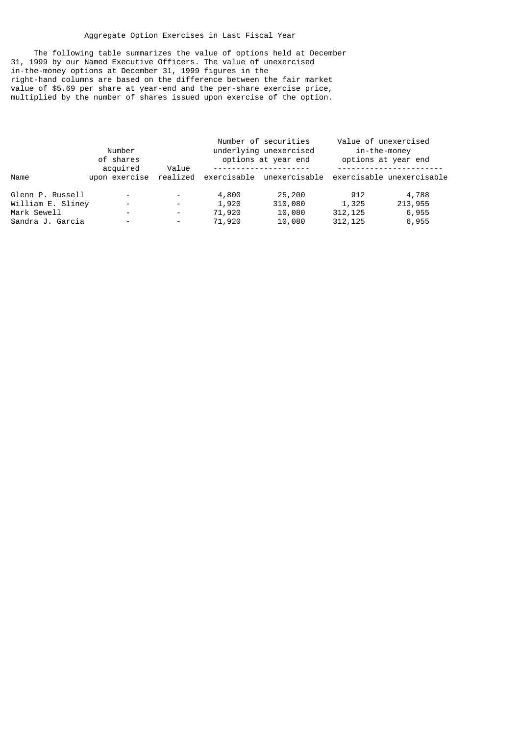## Aggregate Option Exercises in Last Fiscal Year

The following table summarizes the value of options held at December 31, 1999 by our Named Executive Officers. The value of unexercised in-the-money options at December 31, 1999 figures in the right-hand columns are based on the difference between the fair market value of $5.69 per share at year-end and the per-share exercise price, multiplied by the number of shares issued upon exercise of the option.

| Name | Number of shares acquired upon exercise | Value realized | Number of securities underlying unexercised options at year end | | Value of unexercised in-the-money options at year end | |
|---|---|---|---|---|---|---|
| | | | exercisable | unexercisable | exercisable | unexercisable |
| Glenn P. Russell | - | - | 4,800 | 25,200 | 912 | 4,788 |
| William E. Sliney | - | - | 1,920 | 310,080 | 1,325 | 213,955 |
| Mark Sewell | - | - | 71,920 | 10,080 | 312,125 | 6,955 |
| Sandra J. Garcia | - | - | 71,920 | 10,080 | 312,125 | 6,955 |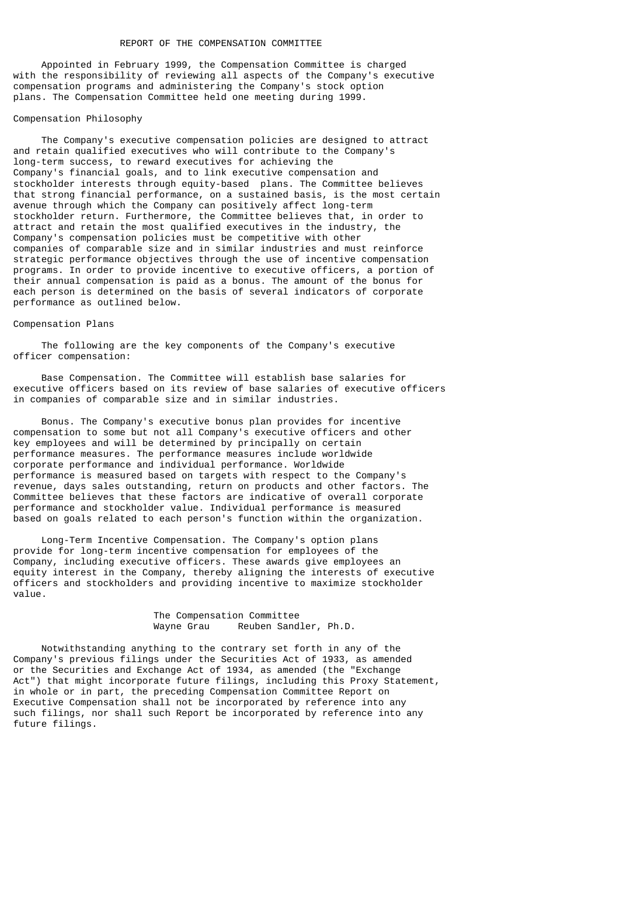## REPORT OF THE COMPENSATION COMMITTEE

Appointed in February 1999, the Compensation Committee is charged with the responsibility of reviewing all aspects of the Company's executive compensation programs and administering the Company's stock option plans. The Compensation Committee held one meeting during 1999.

### Compensation Philosophy

The Company's executive compensation policies are designed to attract and retain qualified executives who will contribute to the Company's long-term success, to reward executives for achieving the Company's financial goals, and to link executive compensation and stockholder interests through equity-based plans. The Committee believes that strong financial performance, on a sustained basis, is the most certain avenue through which the Company can positively affect long-term stockholder return. Furthermore, the Committee believes that, in order to attract and retain the most qualified executives in the industry, the Company's compensation policies must be competitive with other companies of comparable size and in similar industries and must reinforce strategic performance objectives through the use of incentive compensation programs. In order to provide incentive to executive officers, a portion of their annual compensation is paid as a bonus. The amount of the bonus for each person is determined on the basis of several indicators of corporate performance as outlined below.

### Compensation Plans

The following are the key components of the Company's executive officer compensation:

Base Compensation. The Committee will establish base salaries for executive officers based on its review of base salaries of executive officers in companies of comparable size and in similar industries.

Bonus. The Company's executive bonus plan provides for incentive compensation to some but not all Company's executive officers and other key employees and will be determined by principally on certain performance measures. The performance measures include worldwide corporate performance and individual performance. Worldwide performance is measured based on targets with respect to the Company's revenue, days sales outstanding, return on products and other factors. The Committee believes that these factors are indicative of overall corporate performance and stockholder value. Individual performance is measured based on goals related to each person's function within the organization.

Long-Term Incentive Compensation. The Company's option plans provide for long-term incentive compensation for employees of the Company, including executive officers. These awards give employees an equity interest in the Company, thereby aligning the interests of executive officers and stockholders and providing incentive to maximize stockholder value.

The Compensation Committee
Wayne Grau     Reuben Sandler, Ph.D.

Notwithstanding anything to the contrary set forth in any of the Company's previous filings under the Securities Act of 1933, as amended or the Securities and Exchange Act of 1934, as amended (the "Exchange Act") that might incorporate future filings, including this Proxy Statement, in whole or in part, the preceding Compensation Committee Report on Executive Compensation shall not be incorporated by reference into any such filings, nor shall such Report be incorporated by reference into any future filings.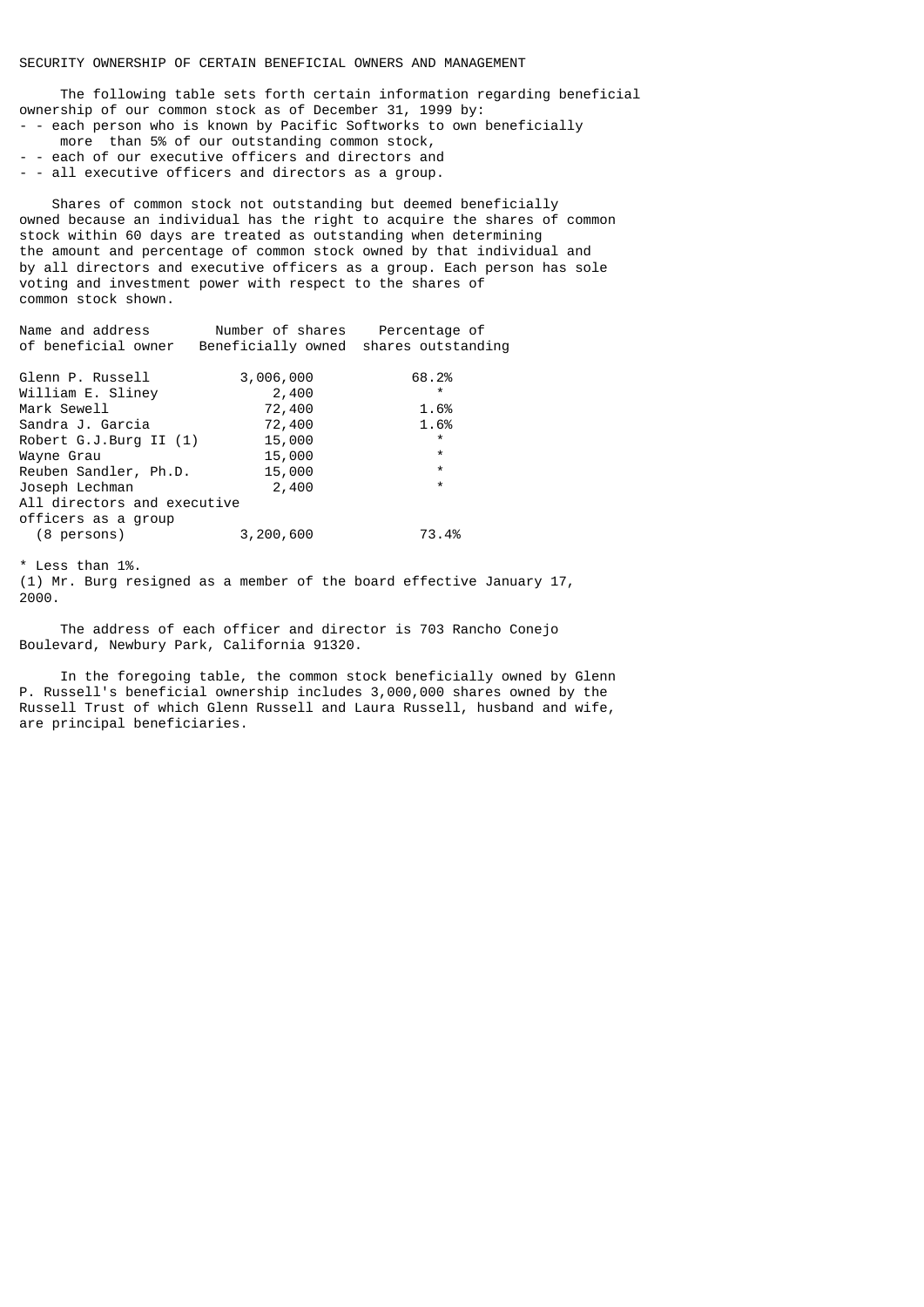## SECURITY OWNERSHIP OF CERTAIN BENEFICIAL OWNERS AND MANAGEMENT

The following table sets forth certain information regarding beneficial ownership of our common stock as of December 31, 1999 by:

- each person who is known by Pacific Softworks to own beneficially more than 5% of our outstanding common stock,
- each of our executive officers and directors and
- all executive officers and directors as a group.

Shares of common stock not outstanding but deemed beneficially owned because an individual has the right to acquire the shares of common stock within 60 days are treated as outstanding when determining the amount and percentage of common stock owned by that individual and by all directors and executive officers as a group. Each person has sole voting and investment power with respect to the shares of common stock shown.

| Name and address of beneficial owner | Number of shares Beneficially owned | Percentage of shares outstanding |
|---|---|---|
| Glenn P. Russell | 3,006,000 | 68.2% |
| William E. Sliney | 2,400 | * |
| Mark Sewell | 72,400 | 1.6% |
| Sandra J. Garcia | 72,400 | 1.6% |
| Robert G.J.Burg II (1) | 15,000 | * |
| Wayne Grau | 15,000 | * |
| Reuben Sandler, Ph.D. | 15,000 | * |
| Joseph Lechman | 2,400 | * |
| All directors and executive officers as a group (8 persons) | 3,200,600 | 73.4% |

* Less than 1%.

(1) Mr. Burg resigned as a member of the board effective January 17, 2000.

The address of each officer and director is 703 Rancho Conejo Boulevard, Newbury Park, California 91320.

In the foregoing table, the common stock beneficially owned by Glenn P. Russell's beneficial ownership includes 3,000,000 shares owned by the Russell Trust of which Glenn Russell and Laura Russell, husband and wife, are principal beneficiaries.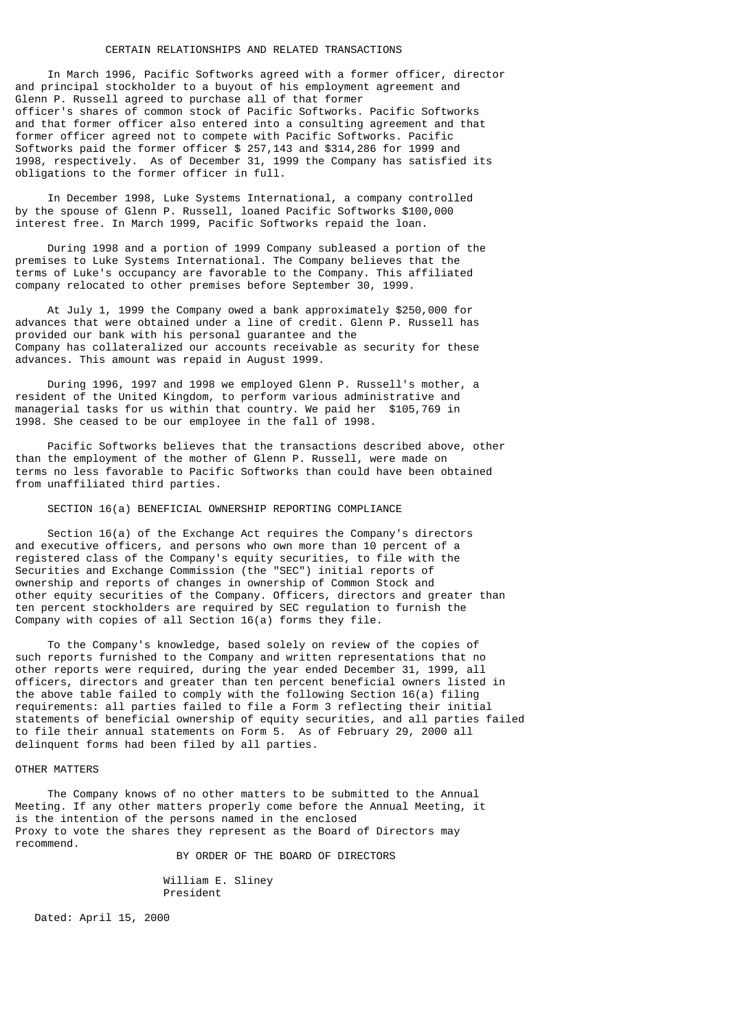## CERTAIN RELATIONSHIPS AND RELATED TRANSACTIONS

In March 1996, Pacific Softworks agreed with a former officer, director and principal stockholder to a buyout of his employment agreement and Glenn P. Russell agreed to purchase all of that former officer's shares of common stock of Pacific Softworks. Pacific Softworks and that former officer also entered into a consulting agreement and that former officer agreed not to compete with Pacific Softworks. Pacific Softworks paid the former officer $ 257,143 and $314,286 for 1999 and 1998, respectively. As of December 31, 1999 the Company has satisfied its obligations to the former officer in full.

In December 1998, Luke Systems International, a company controlled by the spouse of Glenn P. Russell, loaned Pacific Softworks $100,000 interest free. In March 1999, Pacific Softworks repaid the loan.

During 1998 and a portion of 1999 Company subleased a portion of the premises to Luke Systems International. The Company believes that the terms of Luke's occupancy are favorable to the Company. This affiliated company relocated to other premises before September 30, 1999.

At July 1, 1999 the Company owed a bank approximately $250,000 for advances that were obtained under a line of credit. Glenn P. Russell has provided our bank with his personal guarantee and the Company has collateralized our accounts receivable as security for these advances. This amount was repaid in August 1999.

During 1996, 1997 and 1998 we employed Glenn P. Russell's mother, a resident of the United Kingdom, to perform various administrative and managerial tasks for us within that country. We paid her $105,769 in 1998. She ceased to be our employee in the fall of 1998.

Pacific Softworks believes that the transactions described above, other than the employment of the mother of Glenn P. Russell, were made on terms no less favorable to Pacific Softworks than could have been obtained from unaffiliated third parties.

## SECTION 16(a) BENEFICIAL OWNERSHIP REPORTING COMPLIANCE

Section 16(a) of the Exchange Act requires the Company's directors and executive officers, and persons who own more than 10 percent of a registered class of the Company's equity securities, to file with the Securities and Exchange Commission (the "SEC") initial reports of ownership and reports of changes in ownership of Common Stock and other equity securities of the Company. Officers, directors and greater than ten percent stockholders are required by SEC regulation to furnish the Company with copies of all Section 16(a) forms they file.

To the Company's knowledge, based solely on review of the copies of such reports furnished to the Company and written representations that no other reports were required, during the year ended December 31, 1999, all officers, directors and greater than ten percent beneficial owners listed in the above table failed to comply with the following Section 16(a) filing requirements: all parties failed to file a Form 3 reflecting their initial statements of beneficial ownership of equity securities, and all parties failed to file their annual statements on Form 5. As of February 29, 2000 all delinquent forms had been filed by all parties.

## OTHER MATTERS

The Company knows of no other matters to be submitted to the Annual Meeting. If any other matters properly come before the Annual Meeting, it is the intention of the persons named in the enclosed Proxy to vote the shares they represent as the Board of Directors may recommend.

BY ORDER OF THE BOARD OF DIRECTORS

William E. Sliney
President

Dated: April 15, 2000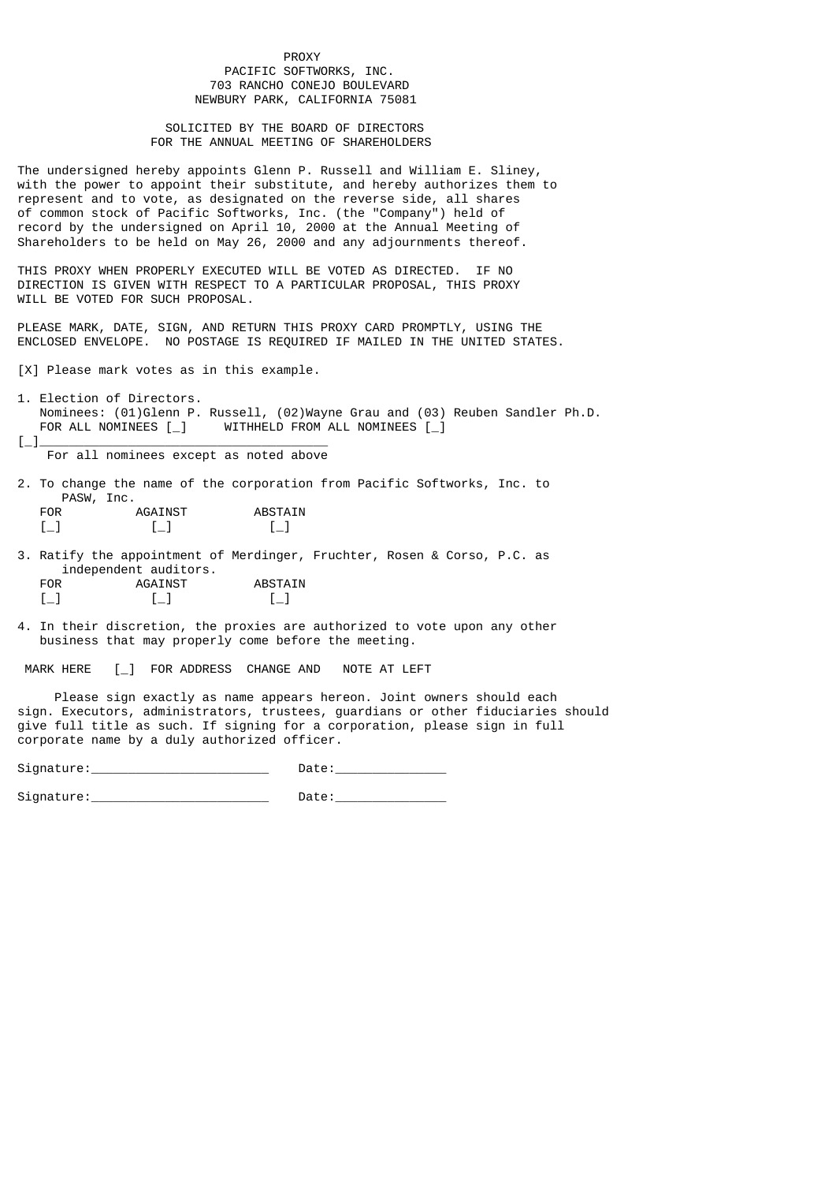PROXY
PACIFIC SOFTWORKS, INC.
703 RANCHO CONEJO BOULEVARD
NEWBURY PARK, CALIFORNIA 75081

SOLICITED BY THE BOARD OF DIRECTORS
FOR THE ANNUAL MEETING OF SHAREHOLDERS

The undersigned hereby appoints Glenn P. Russell and William E. Sliney, with the power to appoint their substitute, and hereby authorizes them to represent and to vote, as designated on the reverse side, all shares of common stock of Pacific Softworks, Inc. (the "Company") held of record by the undersigned on April 10, 2000 at the Annual Meeting of Shareholders to be held on May 26, 2000 and any adjournments thereof.

THIS PROXY WHEN PROPERLY EXECUTED WILL BE VOTED AS DIRECTED. IF NO DIRECTION IS GIVEN WITH RESPECT TO A PARTICULAR PROPOSAL, THIS PROXY WILL BE VOTED FOR SUCH PROPOSAL.

PLEASE MARK, DATE, SIGN, AND RETURN THIS PROXY CARD PROMPTLY, USING THE ENCLOSED ENVELOPE. NO POSTAGE IS REQUIRED IF MAILED IN THE UNITED STATES.

[X] Please mark votes as in this example.

1. Election of Directors.
   Nominees: (01)Glenn P. Russell, (02)Wayne Grau and (03) Reuben Sandler Ph.D.
   FOR ALL NOMINEES [_]     WITHHELD FROM ALL NOMINEES [_]

[_]____________________________________
For all nominees except as noted above

2. To change the name of the corporation from Pacific Softworks, Inc. to PASW, Inc.

| FOR | AGAINST | ABSTAIN |
|---|---|---|
| [_] | [_] | [_] |

3. Ratify the appointment of Merdinger, Fruchter, Rosen & Corso, P.C. as independent auditors.

| FOR | AGAINST | ABSTAIN |
|---|---|---|
| [_] | [_] | [_] |

4. In their discretion, the proxies are authorized to vote upon any other business that may properly come before the meeting.

MARK HERE [_] FOR ADDRESS CHANGE AND NOTE AT LEFT

Please sign exactly as name appears hereon. Joint owners should each sign. Executors, administrators, trustees, guardians or other fiduciaries should give full title as such. If signing for a corporation, please sign in full corporate name by a duly authorized officer.

Signature:________________________ Date:_______________

Signature:________________________ Date:_______________